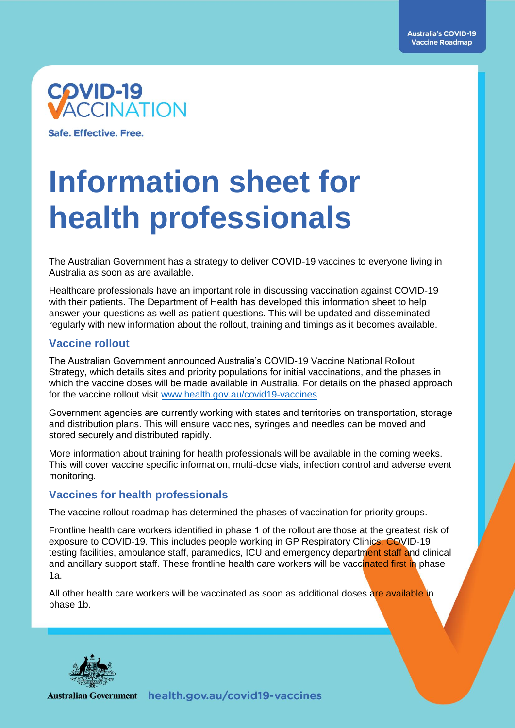Australia's COVID-19 Vaccine Roadmap

COVID-19 VACCINATION

Safe. Effective. Free.

# Information sheet for health professionals

The Australian Government has a strategy to deliver COVID-19 vaccines to everyone living in Australia as soon as are available.

Healthcare professionals have an important role in discussing vaccination against COVID-19 with their patients. The Department of Health has developed this information sheet to help answer your questions as well as patient questions. This will be updated and disseminated regularly with new information about the rollout, training and timings as it becomes available.

## Vaccine rollout

The Australian Government announced Australia's COVID-19 Vaccine National Rollout Strategy, which details sites and priority populations for initial vaccinations, and the phases in which the vaccine doses will be made available in Australia. For details on the phased approach for the vaccine rollout visit [www.health.gov.au/covid19-vaccines](http://www.health.gov.au/covid19-vaccines)

Government agencies are currently working with states and territories on transportation, storage and distribution plans. This will ensure vaccines, syringes and needles can be moved and stored securely and distributed rapidly.

More information about training for health professionals will be available in the coming weeks. This will cover vaccine specific information, multi-dose vials, infection control and adverse event monitoring.

## Vaccines for health professionals

The vaccine rollout roadmap has determined the phases of vaccination for priority groups.

Frontline health care workers identified in phase 1 of the rollout are those at the greatest risk of exposure to COVID-19. This includes people working in GP Respiratory Clinics, COVID-19 testing facilities, ambulance staff, paramedics, ICU and emergency department staff and clinical and ancillary support staff. These frontline health care workers will be vaccinated first in phase 1a.

All other health care workers will be vaccinated as soon as additional doses are available in phase 1b.

Australian Government health.gov.au/covid19-vaccines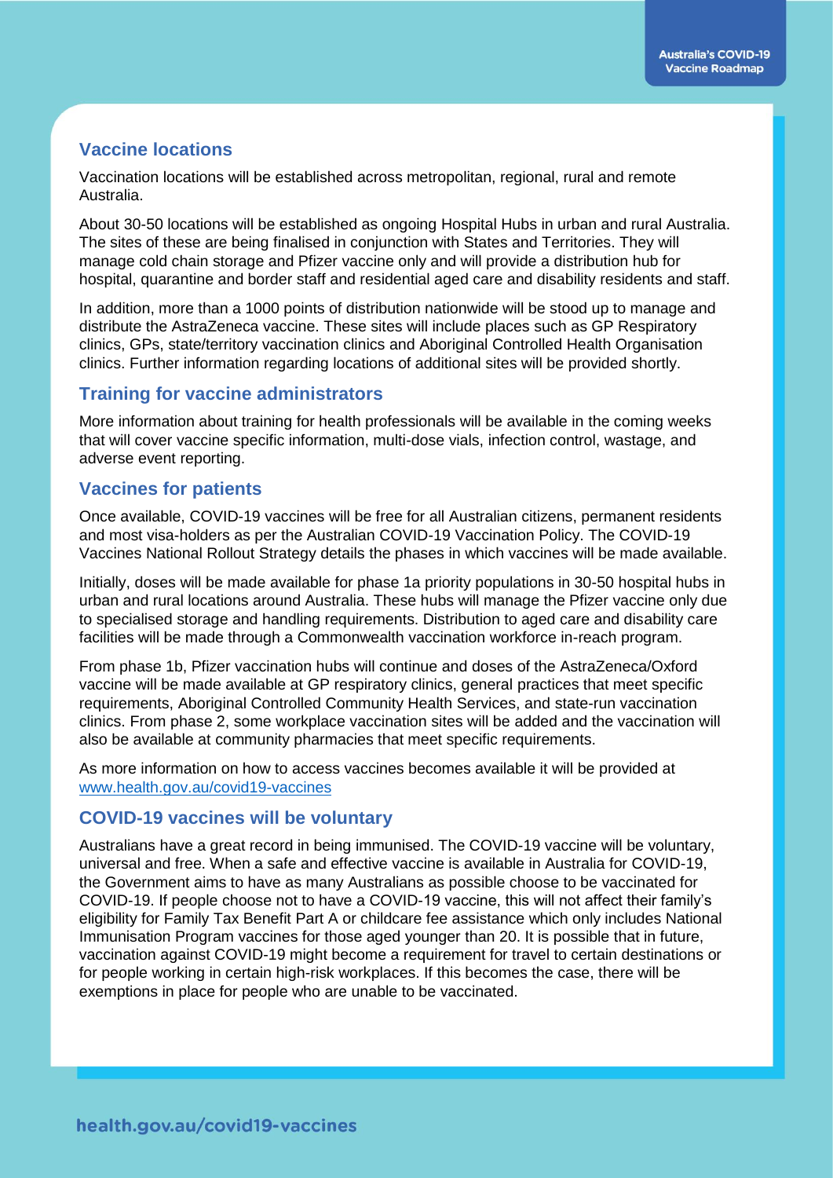## Vaccine locations

Vaccination locations will be established across metropolitan, regional, rural and remote Australia.

About 30-50 locations will be established as ongoing Hospital Hubs in urban and rural Australia. The sites of these are being finalised in conjunction with States and Territories. They will manage cold chain storage and Pfizer vaccine only and will provide a distribution hub for hospital, quarantine and border staff and residential aged care and disability residents and staff.

In addition, more than a 1000 points of distribution nationwide will be stood up to manage and distribute the AstraZeneca vaccine. These sites will include places such as GP Respiratory clinics, GPs, state/territory vaccination clinics and Aboriginal Controlled Health Organisation clinics. Further information regarding locations of additional sites will be provided shortly.

## Training for vaccine administrators

More information about training for health professionals will be available in the coming weeks that will cover vaccine specific information, multi-dose vials, infection control, wastage, and adverse event reporting.

## Vaccines for patients

Once available, COVID-19 vaccines will be free for all Australian citizens, permanent residents and most visa-holders as per the Australian COVID-19 Vaccination Policy. The COVID-19 Vaccines National Rollout Strategy details the phases in which vaccines will be made available.

Initially, doses will be made available for phase 1a priority populations in 30-50 hospital hubs in urban and rural locations around Australia. These hubs will manage the Pfizer vaccine only due to specialised storage and handling requirements. Distribution to aged care and disability care facilities will be made through a Commonwealth vaccination workforce in-reach program.

From phase 1b, Pfizer vaccination hubs will continue and doses of the AstraZeneca/Oxford vaccine will be made available at GP respiratory clinics, general practices that meet specific requirements, Aboriginal Controlled Community Health Services, and state-run vaccination clinics. From phase 2, some workplace vaccination sites will be added and the vaccination will also be available at community pharmacies that meet specific requirements.

As more information on how to access vaccines becomes available it will be provided at [www.health.gov.au/covid19-vaccines](http://www.health.gov.au/covid19-vaccines)

## COVID-19 vaccines will be voluntary

Australians have a great record in being immunised. The COVID-19 vaccine will be voluntary, universal and free. When a safe and effective vaccine is available in Australia for COVID-19, the Government aims to have as many Australians as possible choose to be vaccinated for COVID-19. If people choose not to have a COVID-19 vaccine, this will not affect their family's eligibility for Family Tax Benefit Part A or childcare fee assistance which only includes National Immunisation Program vaccines for those aged younger than 20. It is possible that in future, vaccination against COVID-19 might become a requirement for travel to certain destinations or for people working in certain high-risk workplaces. If this becomes the case, there will be exemptions in place for people who are unable to be vaccinated.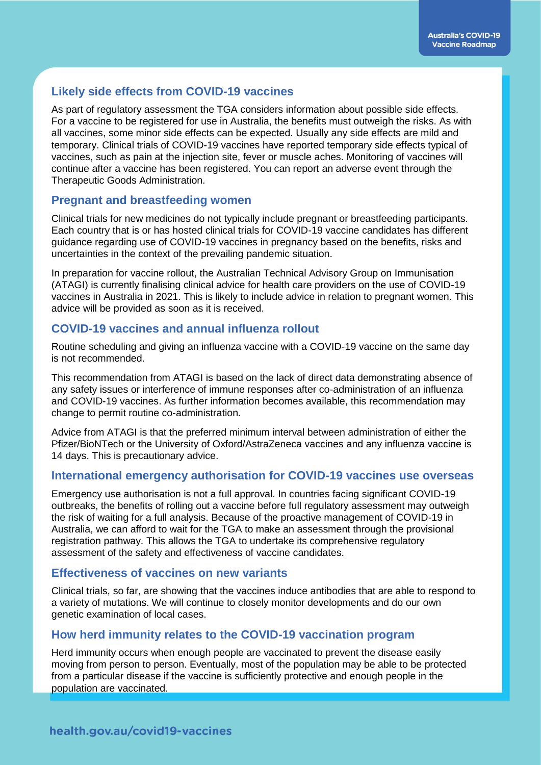## Likely side effects from COVID-19 vaccines

As part of regulatory assessment the TGA considers information about possible side effects. For a vaccine to be registered for use in Australia, the benefits must outweigh the risks. As with all vaccines, some minor side effects can be expected. Usually any side effects are mild and temporary. Clinical trials of COVID-19 vaccines have reported temporary side effects typical of vaccines, such as pain at the injection site, fever or muscle aches. Monitoring of vaccines will continue after a vaccine has been registered. You can report an adverse event through the Therapeutic Goods Administration.

## Pregnant and breastfeeding women

Clinical trials for new medicines do not typically include pregnant or breastfeeding participants. Each country that is or has hosted clinical trials for COVID-19 vaccine candidates has different guidance regarding use of COVID-19 vaccines in pregnancy based on the benefits, risks and uncertainties in the context of the prevailing pandemic situation.

In preparation for vaccine rollout, the Australian Technical Advisory Group on Immunisation (ATAGI) is currently finalising clinical advice for health care providers on the use of COVID-19 vaccines in Australia in 2021. This is likely to include advice in relation to pregnant women. This advice will be provided as soon as it is received.

## COVID-19 vaccines and annual influenza rollout

Routine scheduling and giving an influenza vaccine with a COVID-19 vaccine on the same day is not recommended.

This recommendation from ATAGI is based on the lack of direct data demonstrating absence of any safety issues or interference of immune responses after co-administration of an influenza and COVID-19 vaccines. As further information becomes available, this recommendation may change to permit routine co-administration.

Advice from ATAGI is that the preferred minimum interval between administration of either the Pfizer/BioNTech or the University of Oxford/AstraZeneca vaccines and any influenza vaccine is 14 days. This is precautionary advice.

## International emergency authorisation for COVID-19 vaccines use overseas

Emergency use authorisation is not a full approval. In countries facing significant COVID-19 outbreaks, the benefits of rolling out a vaccine before full regulatory assessment may outweigh the risk of waiting for a full analysis. Because of the proactive management of COVID-19 in Australia, we can afford to wait for the TGA to make an assessment through the provisional registration pathway. This allows the TGA to undertake its comprehensive regulatory assessment of the safety and effectiveness of vaccine candidates.

## Effectiveness of vaccines on new variants

Clinical trials, so far, are showing that the vaccines induce antibodies that are able to respond to a variety of mutations. We will continue to closely monitor developments and do our own genetic examination of local cases.

## How herd immunity relates to the COVID-19 vaccination program

Herd immunity occurs when enough people are vaccinated to prevent the disease easily moving from person to person. Eventually, most of the population may be able to be protected from a particular disease if the vaccine is sufficiently protective and enough people in the population are vaccinated.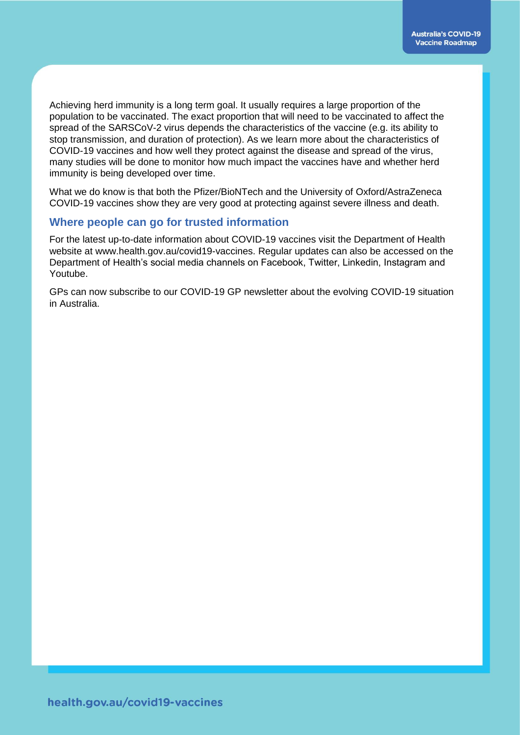Achieving herd immunity is a long term goal. It usually requires a large proportion of the population to be vaccinated. The exact proportion that will need to be vaccinated to affect the spread of the SARSCoV-2 virus depends the characteristics of the vaccine (e.g. its ability to stop transmission, and duration of protection). As we learn more about the characteristics of COVID-19 vaccines and how well they protect against the disease and spread of the virus, many studies will be done to monitor how much impact the vaccines have and whether herd immunity is being developed over time.

What we do know is that both the Pfizer/BioNTech and the University of Oxford/AstraZeneca COVID-19 vaccines show they are very good at protecting against severe illness and death.

## Where people can go for trusted information

For the latest up-to-date information about COVID-19 vaccines visit the Department of Health website at www.health.gov.au/covid19-vaccines. Regular updates can also be accessed on the Department of Health's social media channels on Facebook, Twitter, Linkedin, Instagram and Youtube.

GPs can now subscribe to our COVID-19 GP newsletter about the evolving COVID-19 situation in Australia.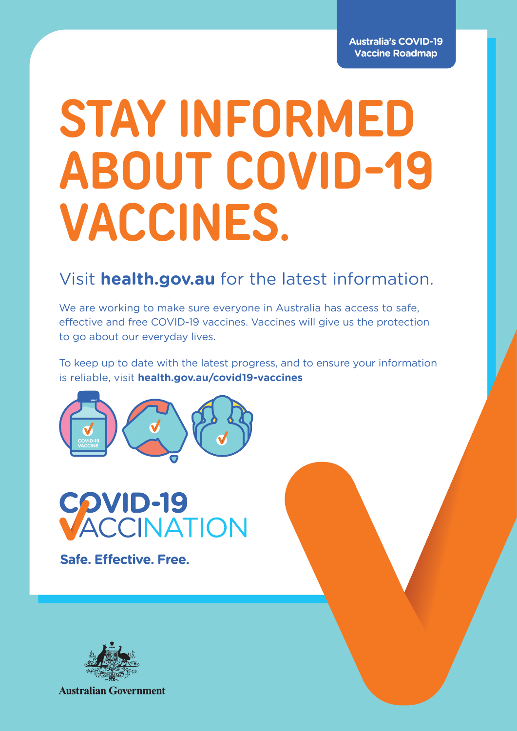Australia's COVID-19 Vaccine Roadmap

# STAY INFORMED ABOUT COVID-19 VACCINES.

## Visit **health.gov.au** for the latest information.

We are working to make sure everyone in Australia has access to safe, effective and free COVID-19 vaccines. Vaccines will give us the protection to go about our everyday lives.

To keep up to date with the latest progress, and to ensure your information is reliable, visit **health.gov.au/covid19-vaccines**

COVID-19 VACCINE

COVID-19 VACCINATION

**Safe. Effective. Free.**

Australian Government